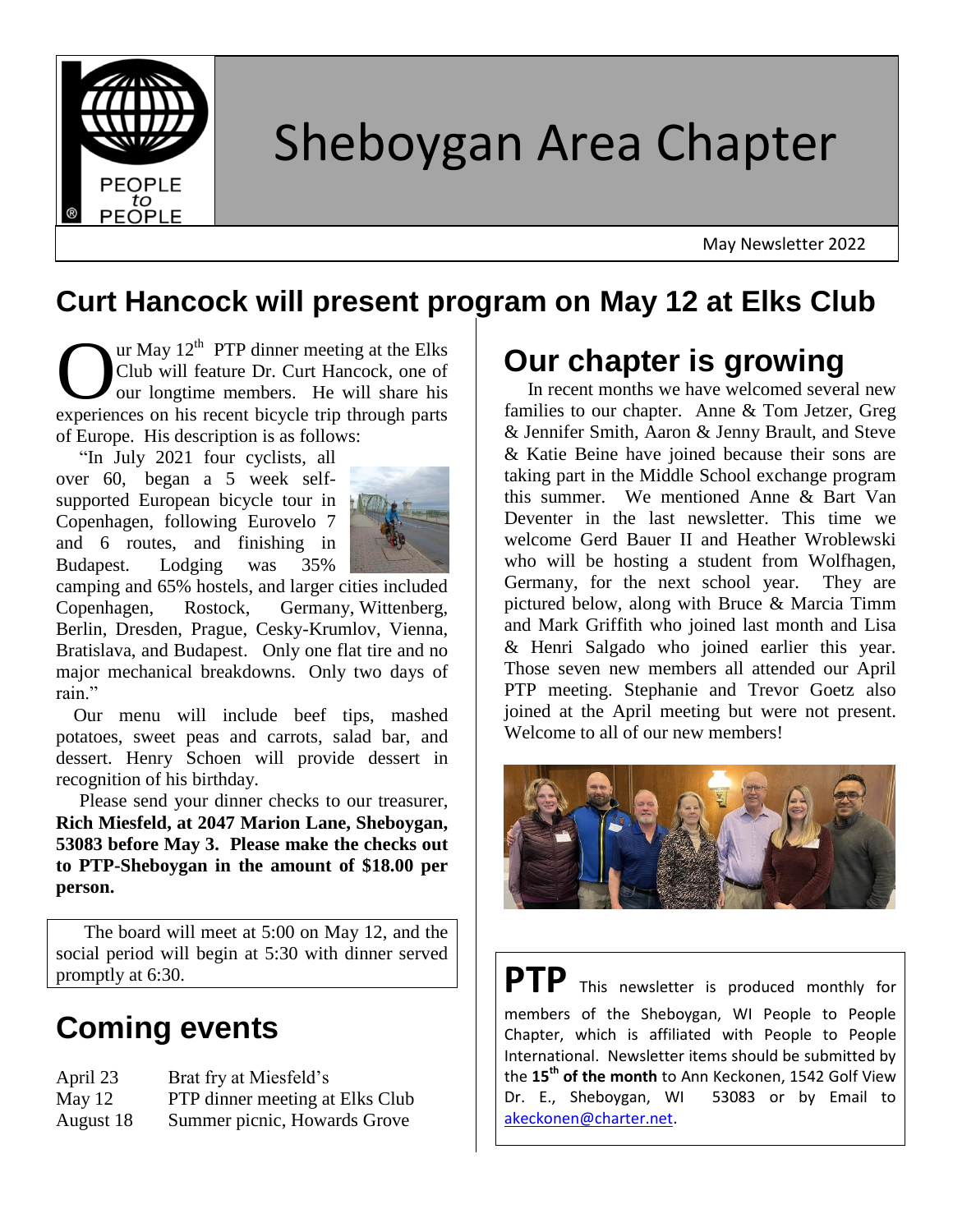# Sheboygan Area Chapter

PEOPLE *to* PEOPLE

May Newsletter 2022

## Curt Hancock will present program on May 12 at Elks Club

Our May 12th PTP dinner meeting at the Elks Club will feature Dr. Curt Hancock, one of our longtime members. He will share his experiences on his recent bicycle trip through parts of Europe. His description is as follows:

"In July 2021 four cyclists, all over 60, began a 5 week self-supported European bicycle tour in Copenhagen, following Eurovelo 7 and 6 routes, and finishing in Budapest. Lodging was 35% camping and 65% hostels, and larger cities included Copenhagen, Rostock, Germany, Wittenberg, Berlin, Dresden, Prague, Cesky-Krumlov, Vienna, Bratislava, and Budapest. Only one flat tire and no major mechanical breakdowns. Only two days of rain."

Our menu will include beef tips, mashed potatoes, sweet peas and carrots, salad bar, and dessert. Henry Schoen will provide dessert in recognition of his birthday.

Please send your dinner checks to our treasurer, **Rich Miesfeld, at 2047 Marion Lane, Sheboygan, 53083 before May 3. Please make the checks out to PTP-Sheboygan in the amount of $18.00 per person.**

The board will meet at 5:00 on May 12, and the social period will begin at 5:30 with dinner served promptly at 6:30.

## Coming events

| | |
|---|---|
| April 23 | Brat fry at Miesfeld's |
| May 12 | PTP dinner meeting at Elks Club |
| August 18 | Summer picnic, Howards Grove |

## Our chapter is growing

In recent months we have welcomed several new families to our chapter. Anne & Tom Jetzer, Greg & Jennifer Smith, Aaron & Jenny Brault, and Steve & Katie Beine have joined because their sons are taking part in the Middle School exchange program this summer. We mentioned Anne & Bart Van Deventer in the last newsletter. This time we welcome Gerd Bauer II and Heather Wroblewski who will be hosting a student from Wolfhagen, Germany, for the next school year. They are pictured below, along with Bruce & Marcia Timm and Mark Griffith who joined last month and Lisa & Henri Salgado who joined earlier this year. Those seven new members all attended our April PTP meeting. Stephanie and Trevor Goetz also joined at the April meeting but were not present. Welcome to all of our new members!

**PTP** This newsletter is produced monthly for members of the Sheboygan, WI People to People Chapter, which is affiliated with People to People International. Newsletter items should be submitted by the **15th of the month** to Ann Keckonen, 1542 Golf View Dr. E., Sheboygan, WI 53083 or by Email to akeckonen@charter.net.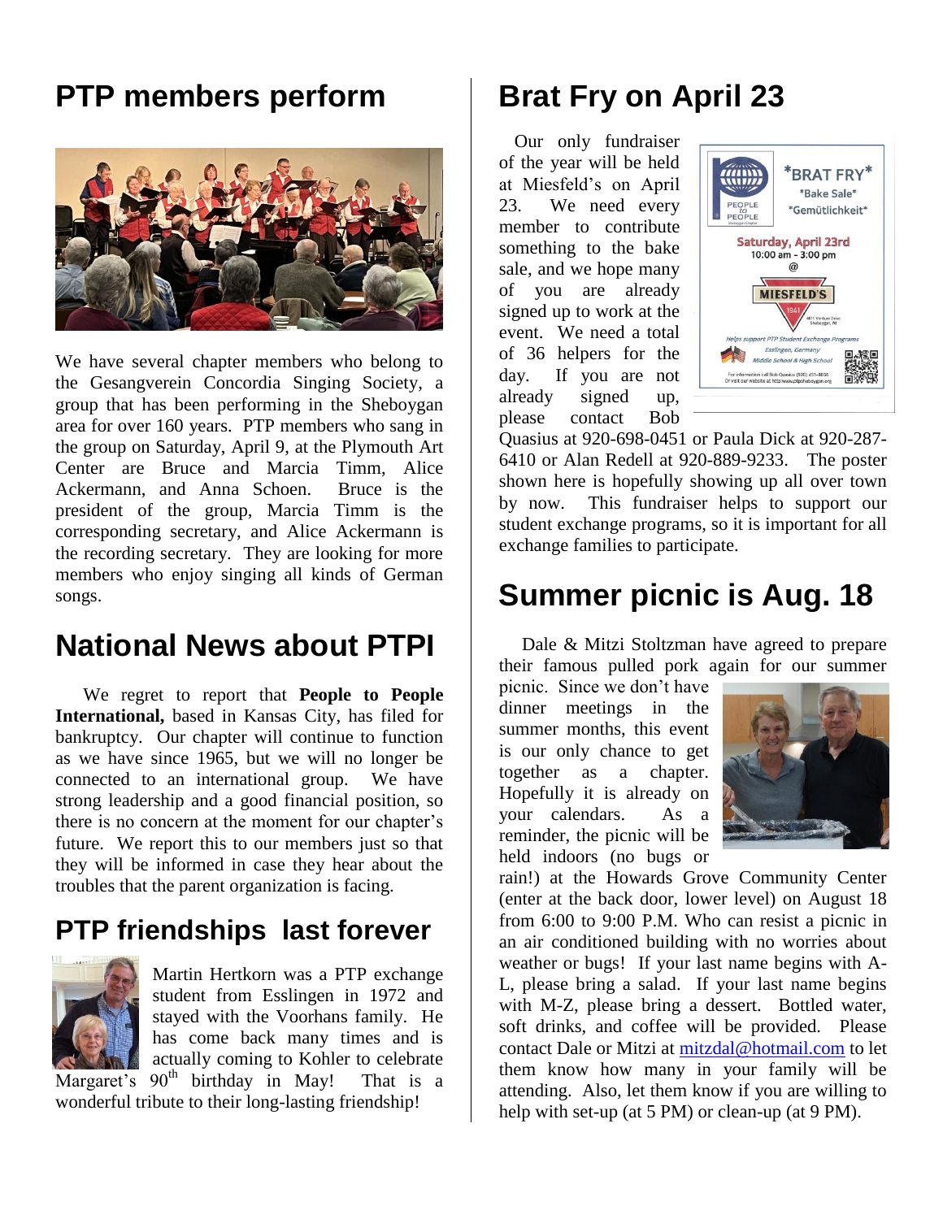## PTP members perform

We have several chapter members who belong to the Gesangverein Concordia Singing Society, a group that has been performing in the Sheboygan area for over 160 years. PTP members who sang in the group on Saturday, April 9, at the Plymouth Art Center are Bruce and Marcia Timm, Alice Ackermann, and Anna Schoen. Bruce is the president of the group, Marcia Timm is the corresponding secretary, and Alice Ackermann is the recording secretary. They are looking for more members who enjoy singing all kinds of German songs.

## National News about PTPI

We regret to report that **People to People International,** based in Kansas City, has filed for bankruptcy. Our chapter will continue to function as we have since 1965, but we will no longer be connected to an international group. We have strong leadership and a good financial position, so there is no concern at the moment for our chapter's future. We report this to our members just so that they will be informed in case they hear about the troubles that the parent organization is facing.

## PTP friendships last forever

Martin Hertkorn was a PTP exchange student from Esslingen in 1972 and stayed with the Voorhans family. He has come back many times and is actually coming to Kohler to celebrate Margaret's 90th birthday in May! That is a wonderful tribute to their long-lasting friendship!

## Brat Fry on April 23

Our only fundraiser of the year will be held at Miesfeld's on April 23. We need every member to contribute something to the bake sale, and we hope many of you are already signed up to work at the event. We need a total of 36 helpers for the day. If you are not already signed up, please contact Bob Quasius at 920-698-0451 or Paula Dick at 920-287-6410 or Alan Redell at 920-889-9233. The poster shown here is hopefully showing up all over town by now. This fundraiser helps to support our student exchange programs, so it is important for all exchange families to participate.

*BRAT FRY*
*Bake Sale*
*Gemütlichkeit*
Saturday, April 23rd
10:00 am - 3:00 pm
@
MIESFELD'S
Helps support PTP Student Exchange Programs
Esslingen, Germany
Middle School & High School

## Summer picnic is Aug. 18

Dale & Mitzi Stoltzman have agreed to prepare their famous pulled pork again for our summer picnic. Since we don't have dinner meetings in the summer months, this event is our only chance to get together as a chapter. Hopefully it is already on your calendars. As a reminder, the picnic will be held indoors (no bugs or rain!) at the Howards Grove Community Center (enter at the back door, lower level) on August 18 from 6:00 to 9:00 P.M. Who can resist a picnic in an air conditioned building with no worries about weather or bugs! If your last name begins with A-L, please bring a salad. If your last name begins with M-Z, please bring a dessert. Bottled water, soft drinks, and coffee will be provided. Please contact Dale or Mitzi at mitzdal@hotmail.com to let them know how many in your family will be attending. Also, let them know if you are willing to help with set-up (at 5 PM) or clean-up (at 9 PM).